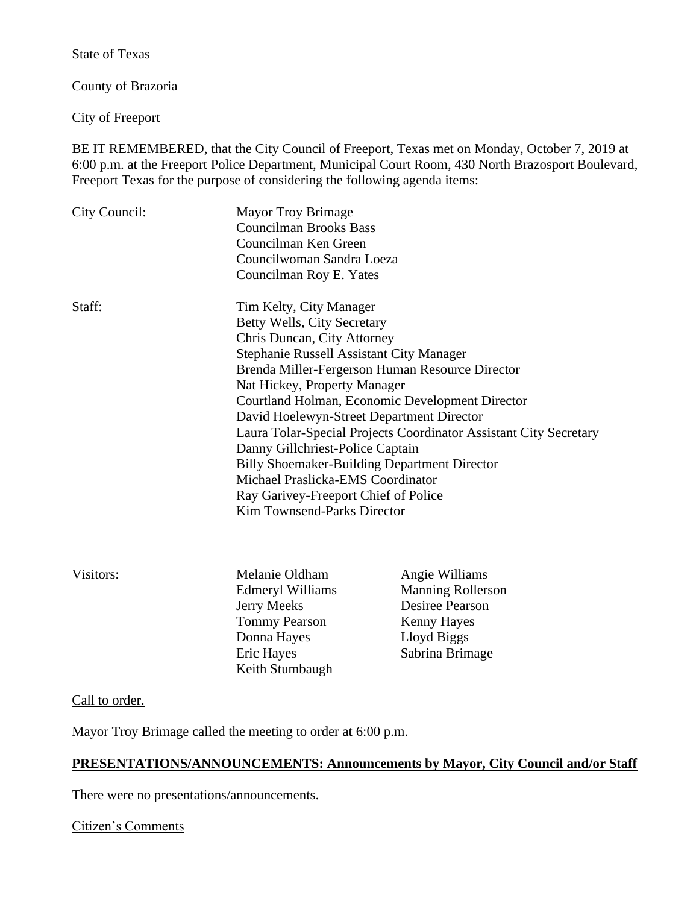State of Texas

County of Brazoria

City of Freeport

BE IT REMEMBERED, that the City Council of Freeport, Texas met on Monday, October 7, 2019 at 6:00 p.m. at the Freeport Police Department, Municipal Court Room, 430 North Brazosport Boulevard, Freeport Texas for the purpose of considering the following agenda items:

City Council:

Mayor Troy Brimage
Councilman Brooks Bass
Councilman Ken Green
Councilwoman Sandra Loeza
Councilman Roy E. Yates

Staff:

Tim Kelty, City Manager
Betty Wells, City Secretary
Chris Duncan, City Attorney
Stephanie Russell Assistant City Manager
Brenda Miller-Fergerson Human Resource Director
Nat Hickey, Property Manager
Courtland Holman, Economic Development Director
David Hoelewyn-Street Department Director
Laura Tolar-Special Projects Coordinator Assistant City Secretary
Danny Gillchriest-Police Captain
Billy Shoemaker-Building Department Director
Michael Praslicka-EMS Coordinator
Ray Garivey-Freeport Chief of Police
Kim Townsend-Parks Director

Visitors:

Melanie Oldham
Edmeryl Williams
Jerry Meeks
Tommy Pearson
Donna Hayes
Eric Hayes
Keith Stumbaugh
Angie Williams
Manning Rollerson
Desiree Pearson
Kenny Hayes
Lloyd Biggs
Sabrina Brimage

Call to order.

Mayor Troy Brimage called the meeting to order at 6:00 p.m.

**PRESENTATIONS/ANNOUNCEMENTS: Announcements by Mayor, City Council and/or Staff**

There were no presentations/announcements.

Citizen's Comments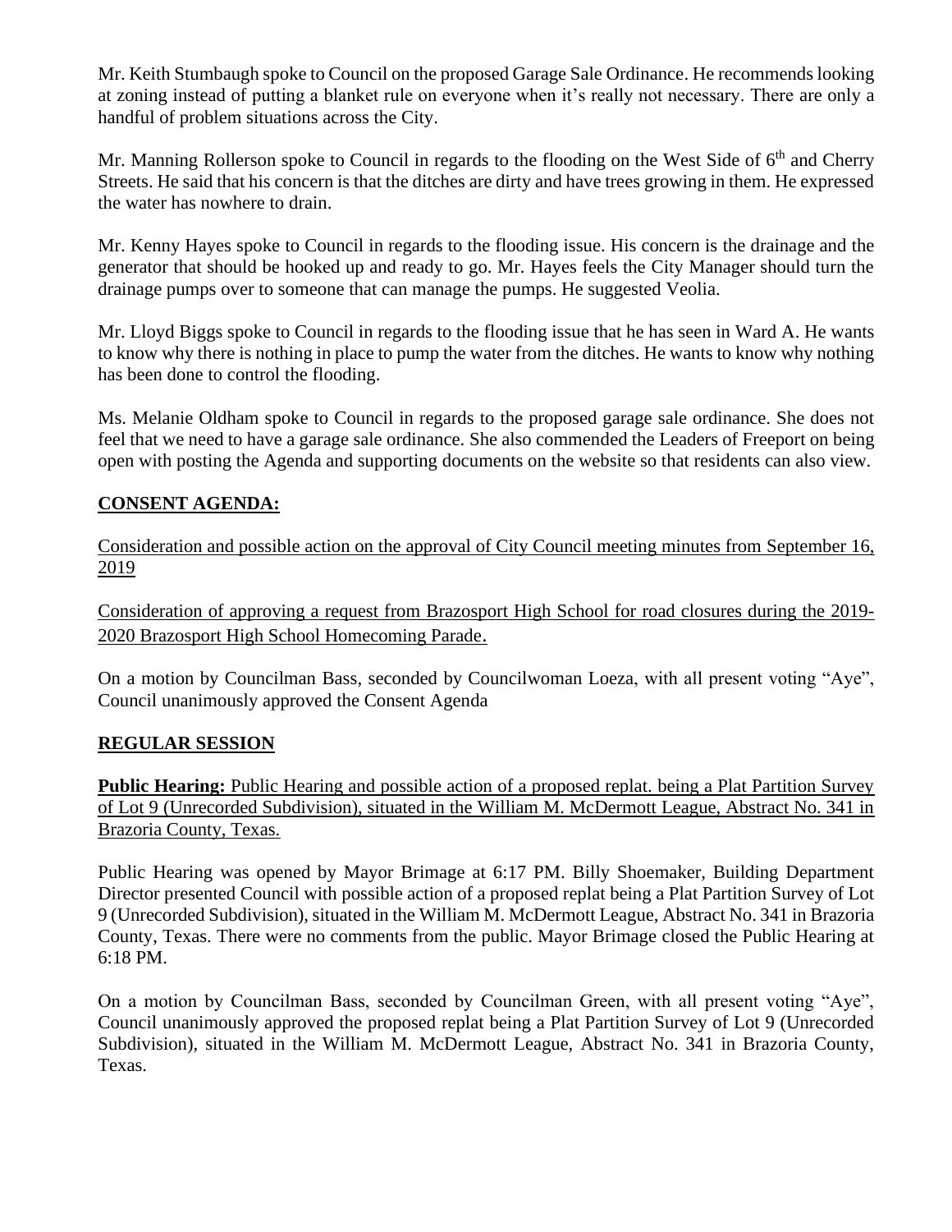Mr. Keith Stumbaugh spoke to Council on the proposed Garage Sale Ordinance. He recommends looking at zoning instead of putting a blanket rule on everyone when it's really not necessary. There are only a handful of problem situations across the City.

Mr. Manning Rollerson spoke to Council in regards to the flooding on the West Side of 6th and Cherry Streets. He said that his concern is that the ditches are dirty and have trees growing in them. He expressed the water has nowhere to drain.

Mr. Kenny Hayes spoke to Council in regards to the flooding issue. His concern is the drainage and the generator that should be hooked up and ready to go. Mr. Hayes feels the City Manager should turn the drainage pumps over to someone that can manage the pumps. He suggested Veolia.

Mr. Lloyd Biggs spoke to Council in regards to the flooding issue that he has seen in Ward A. He wants to know why there is nothing in place to pump the water from the ditches. He wants to know why nothing has been done to control the flooding.

Ms. Melanie Oldham spoke to Council in regards to the proposed garage sale ordinance. She does not feel that we need to have a garage sale ordinance. She also commended the Leaders of Freeport on being open with posting the Agenda and supporting documents on the website so that residents can also view.

## CONSENT AGENDA:

Consideration and possible action on the approval of City Council meeting minutes from September 16, 2019

Consideration of approving a request from Brazosport High School for road closures during the 2019-2020 Brazosport High School Homecoming Parade.

On a motion by Councilman Bass, seconded by Councilwoman Loeza, with all present voting "Aye", Council unanimously approved the Consent Agenda

## REGULAR SESSION

**Public Hearing:** Public Hearing and possible action of a proposed replat. being a Plat Partition Survey of Lot 9 (Unrecorded Subdivision), situated in the William M. McDermott League, Abstract No. 341 in Brazoria County, Texas.

Public Hearing was opened by Mayor Brimage at 6:17 PM. Billy Shoemaker, Building Department Director presented Council with possible action of a proposed replat being a Plat Partition Survey of Lot 9 (Unrecorded Subdivision), situated in the William M. McDermott League, Abstract No. 341 in Brazoria County, Texas. There were no comments from the public. Mayor Brimage closed the Public Hearing at 6:18 PM.

On a motion by Councilman Bass, seconded by Councilman Green, with all present voting "Aye", Council unanimously approved the proposed replat being a Plat Partition Survey of Lot 9 (Unrecorded Subdivision), situated in the William M. McDermott League, Abstract No. 341 in Brazoria County, Texas.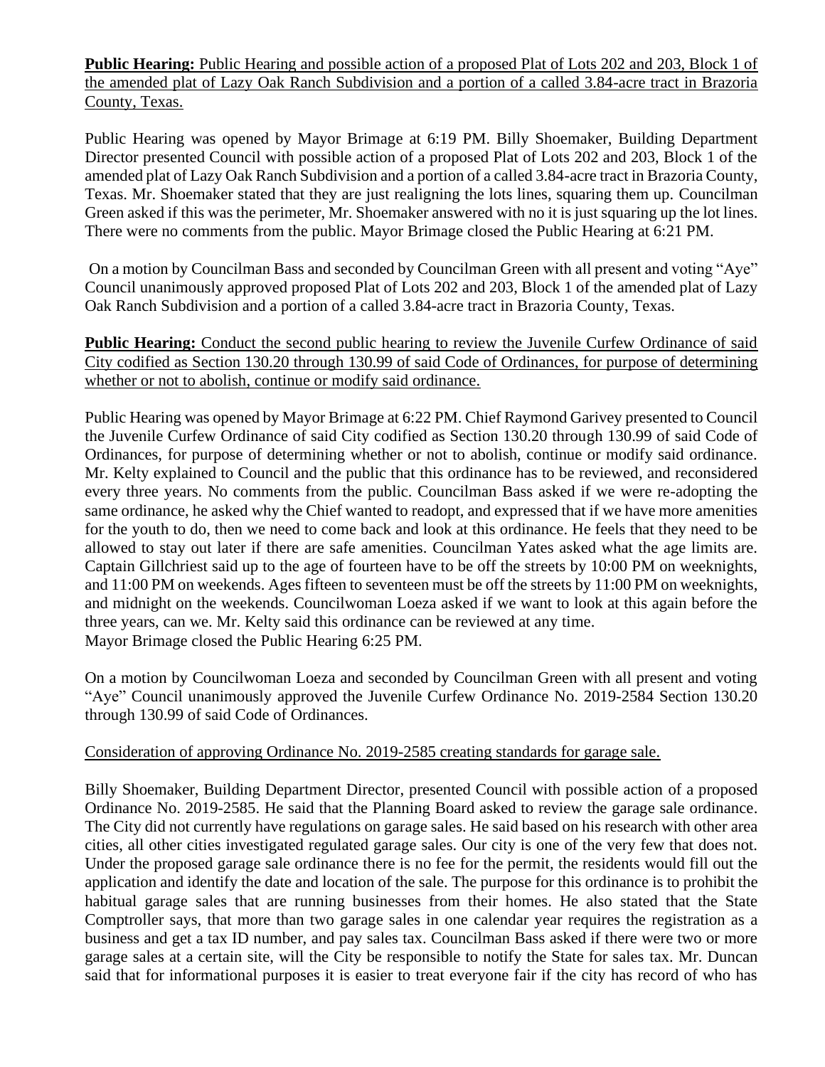**Public Hearing:** Public Hearing and possible action of a proposed Plat of Lots 202 and 203, Block 1 of the amended plat of Lazy Oak Ranch Subdivision and a portion of a called 3.84-acre tract in Brazoria County, Texas.

Public Hearing was opened by Mayor Brimage at 6:19 PM. Billy Shoemaker, Building Department Director presented Council with possible action of a proposed Plat of Lots 202 and 203, Block 1 of the amended plat of Lazy Oak Ranch Subdivision and a portion of a called 3.84-acre tract in Brazoria County, Texas. Mr. Shoemaker stated that they are just realigning the lots lines, squaring them up. Councilman Green asked if this was the perimeter, Mr. Shoemaker answered with no it is just squaring up the lot lines. There were no comments from the public. Mayor Brimage closed the Public Hearing at 6:21 PM.

On a motion by Councilman Bass and seconded by Councilman Green with all present and voting "Aye" Council unanimously approved proposed Plat of Lots 202 and 203, Block 1 of the amended plat of Lazy Oak Ranch Subdivision and a portion of a called 3.84-acre tract in Brazoria County, Texas.

**Public Hearing:** Conduct the second public hearing to review the Juvenile Curfew Ordinance of said City codified as Section 130.20 through 130.99 of said Code of Ordinances, for purpose of determining whether or not to abolish, continue or modify said ordinance.

Public Hearing was opened by Mayor Brimage at 6:22 PM. Chief Raymond Garivey presented to Council the Juvenile Curfew Ordinance of said City codified as Section 130.20 through 130.99 of said Code of Ordinances, for purpose of determining whether or not to abolish, continue or modify said ordinance. Mr. Kelty explained to Council and the public that this ordinance has to be reviewed, and reconsidered every three years. No comments from the public. Councilman Bass asked if we were re-adopting the same ordinance, he asked why the Chief wanted to readopt, and expressed that if we have more amenities for the youth to do, then we need to come back and look at this ordinance. He feels that they need to be allowed to stay out later if there are safe amenities. Councilman Yates asked what the age limits are. Captain Gillchriest said up to the age of fourteen have to be off the streets by 10:00 PM on weeknights, and 11:00 PM on weekends. Ages fifteen to seventeen must be off the streets by 11:00 PM on weeknights, and midnight on the weekends. Councilwoman Loeza asked if we want to look at this again before the three years, can we. Mr. Kelty said this ordinance can be reviewed at any time.
Mayor Brimage closed the Public Hearing 6:25 PM.

On a motion by Councilwoman Loeza and seconded by Councilman Green with all present and voting "Aye" Council unanimously approved the Juvenile Curfew Ordinance No. 2019-2584 Section 130.20 through 130.99 of said Code of Ordinances.

Consideration of approving Ordinance No. 2019-2585 creating standards for garage sale.

Billy Shoemaker, Building Department Director, presented Council with possible action of a proposed Ordinance No. 2019-2585. He said that the Planning Board asked to review the garage sale ordinance. The City did not currently have regulations on garage sales. He said based on his research with other area cities, all other cities investigated regulated garage sales. Our city is one of the very few that does not. Under the proposed garage sale ordinance there is no fee for the permit, the residents would fill out the application and identify the date and location of the sale. The purpose for this ordinance is to prohibit the habitual garage sales that are running businesses from their homes. He also stated that the State Comptroller says, that more than two garage sales in one calendar year requires the registration as a business and get a tax ID number, and pay sales tax. Councilman Bass asked if there were two or more garage sales at a certain site, will the City be responsible to notify the State for sales tax. Mr. Duncan said that for informational purposes it is easier to treat everyone fair if the city has record of who has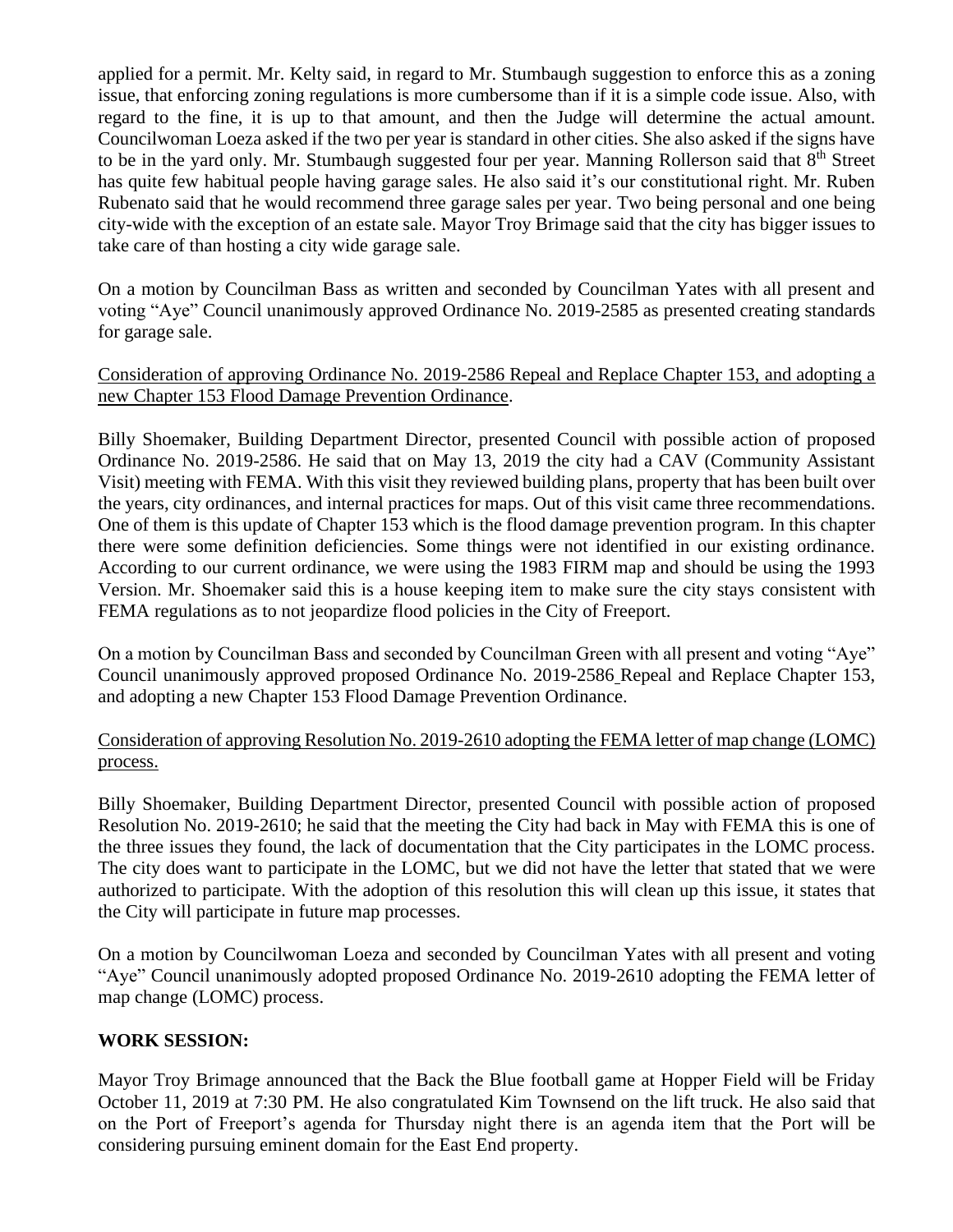applied for a permit. Mr. Kelty said, in regard to Mr. Stumbaugh suggestion to enforce this as a zoning issue, that enforcing zoning regulations is more cumbersome than if it is a simple code issue. Also, with regard to the fine, it is up to that amount, and then the Judge will determine the actual amount. Councilwoman Loeza asked if the two per year is standard in other cities. She also asked if the signs have to be in the yard only. Mr. Stumbaugh suggested four per year. Manning Rollerson said that 8th Street has quite few habitual people having garage sales. He also said it's our constitutional right. Mr. Ruben Rubenato said that he would recommend three garage sales per year. Two being personal and one being city-wide with the exception of an estate sale. Mayor Troy Brimage said that the city has bigger issues to take care of than hosting a city wide garage sale.

On a motion by Councilman Bass as written and seconded by Councilman Yates with all present and voting "Aye" Council unanimously approved Ordinance No. 2019-2585 as presented creating standards for garage sale.

Consideration of approving Ordinance No. 2019-2586 Repeal and Replace Chapter 153, and adopting a new Chapter 153 Flood Damage Prevention Ordinance.

Billy Shoemaker, Building Department Director, presented Council with possible action of proposed Ordinance No. 2019-2586. He said that on May 13, 2019 the city had a CAV (Community Assistant Visit) meeting with FEMA. With this visit they reviewed building plans, property that has been built over the years, city ordinances, and internal practices for maps. Out of this visit came three recommendations. One of them is this update of Chapter 153 which is the flood damage prevention program. In this chapter there were some definition deficiencies. Some things were not identified in our existing ordinance. According to our current ordinance, we were using the 1983 FIRM map and should be using the 1993 Version. Mr. Shoemaker said this is a house keeping item to make sure the city stays consistent with FEMA regulations as to not jeopardize flood policies in the City of Freeport.

On a motion by Councilman Bass and seconded by Councilman Green with all present and voting "Aye" Council unanimously approved proposed Ordinance No. 2019-2586 Repeal and Replace Chapter 153, and adopting a new Chapter 153 Flood Damage Prevention Ordinance.

Consideration of approving Resolution No. 2019-2610 adopting the FEMA letter of map change (LOMC) process.

Billy Shoemaker, Building Department Director, presented Council with possible action of proposed Resolution No. 2019-2610; he said that the meeting the City had back in May with FEMA this is one of the three issues they found, the lack of documentation that the City participates in the LOMC process. The city does want to participate in the LOMC, but we did not have the letter that stated that we were authorized to participate. With the adoption of this resolution this will clean up this issue, it states that the City will participate in future map processes.

On a motion by Councilwoman Loeza and seconded by Councilman Yates with all present and voting "Aye" Council unanimously adopted proposed Ordinance No. 2019-2610 adopting the FEMA letter of map change (LOMC) process.

**WORK SESSION:**

Mayor Troy Brimage announced that the Back the Blue football game at Hopper Field will be Friday October 11, 2019 at 7:30 PM. He also congratulated Kim Townsend on the lift truck. He also said that on the Port of Freeport's agenda for Thursday night there is an agenda item that the Port will be considering pursuing eminent domain for the East End property.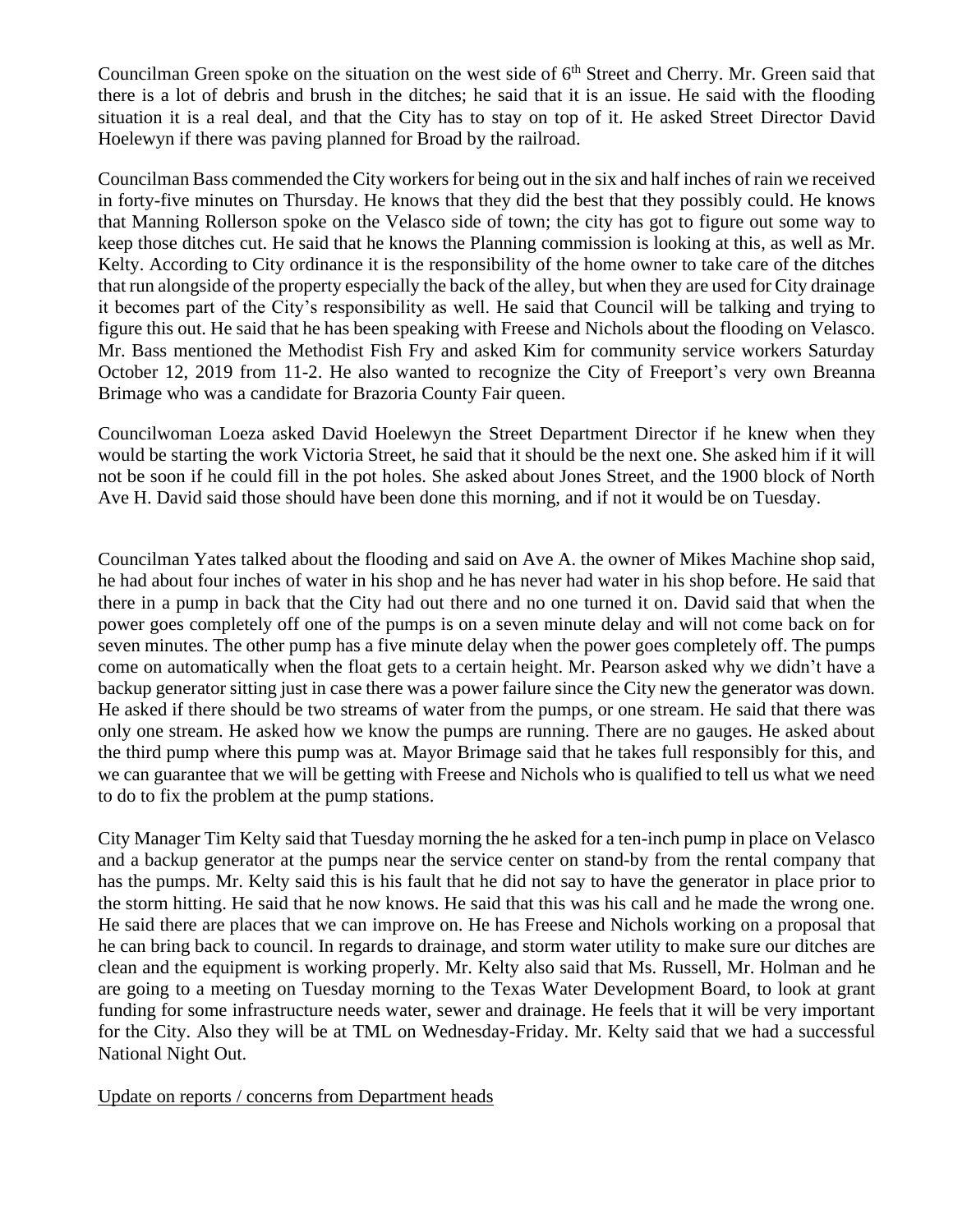Councilman Green spoke on the situation on the west side of 6th Street and Cherry. Mr. Green said that there is a lot of debris and brush in the ditches; he said that it is an issue. He said with the flooding situation it is a real deal, and that the City has to stay on top of it. He asked Street Director David Hoelewyn if there was paving planned for Broad by the railroad.

Councilman Bass commended the City workers for being out in the six and half inches of rain we received in forty-five minutes on Thursday. He knows that they did the best that they possibly could. He knows that Manning Rollerson spoke on the Velasco side of town; the city has got to figure out some way to keep those ditches cut. He said that he knows the Planning commission is looking at this, as well as Mr. Kelty. According to City ordinance it is the responsibility of the home owner to take care of the ditches that run alongside of the property especially the back of the alley, but when they are used for City drainage it becomes part of the City's responsibility as well. He said that Council will be talking and trying to figure this out. He said that he has been speaking with Freese and Nichols about the flooding on Velasco. Mr. Bass mentioned the Methodist Fish Fry and asked Kim for community service workers Saturday October 12, 2019 from 11-2. He also wanted to recognize the City of Freeport's very own Breanna Brimage who was a candidate for Brazoria County Fair queen.

Councilwoman Loeza asked David Hoelewyn the Street Department Director if he knew when they would be starting the work Victoria Street, he said that it should be the next one. She asked him if it will not be soon if he could fill in the pot holes. She asked about Jones Street, and the 1900 block of North Ave H. David said those should have been done this morning, and if not it would be on Tuesday.

Councilman Yates talked about the flooding and said on Ave A. the owner of Mikes Machine shop said, he had about four inches of water in his shop and he has never had water in his shop before. He said that there in a pump in back that the City had out there and no one turned it on. David said that when the power goes completely off one of the pumps is on a seven minute delay and will not come back on for seven minutes. The other pump has a five minute delay when the power goes completely off. The pumps come on automatically when the float gets to a certain height. Mr. Pearson asked why we didn't have a backup generator sitting just in case there was a power failure since the City new the generator was down. He asked if there should be two streams of water from the pumps, or one stream. He said that there was only one stream. He asked how we know the pumps are running. There are no gauges. He asked about the third pump where this pump was at. Mayor Brimage said that he takes full responsibly for this, and we can guarantee that we will be getting with Freese and Nichols who is qualified to tell us what we need to do to fix the problem at the pump stations.

City Manager Tim Kelty said that Tuesday morning the he asked for a ten-inch pump in place on Velasco and a backup generator at the pumps near the service center on stand-by from the rental company that has the pumps. Mr. Kelty said this is his fault that he did not say to have the generator in place prior to the storm hitting. He said that he now knows. He said that this was his call and he made the wrong one. He said there are places that we can improve on. He has Freese and Nichols working on a proposal that he can bring back to council. In regards to drainage, and storm water utility to make sure our ditches are clean and the equipment is working properly. Mr. Kelty also said that Ms. Russell, Mr. Holman and he are going to a meeting on Tuesday morning to the Texas Water Development Board, to look at grant funding for some infrastructure needs water, sewer and drainage. He feels that it will be very important for the City. Also they will be at TML on Wednesday-Friday. Mr. Kelty said that we had a successful National Night Out.

Update on reports / concerns from Department heads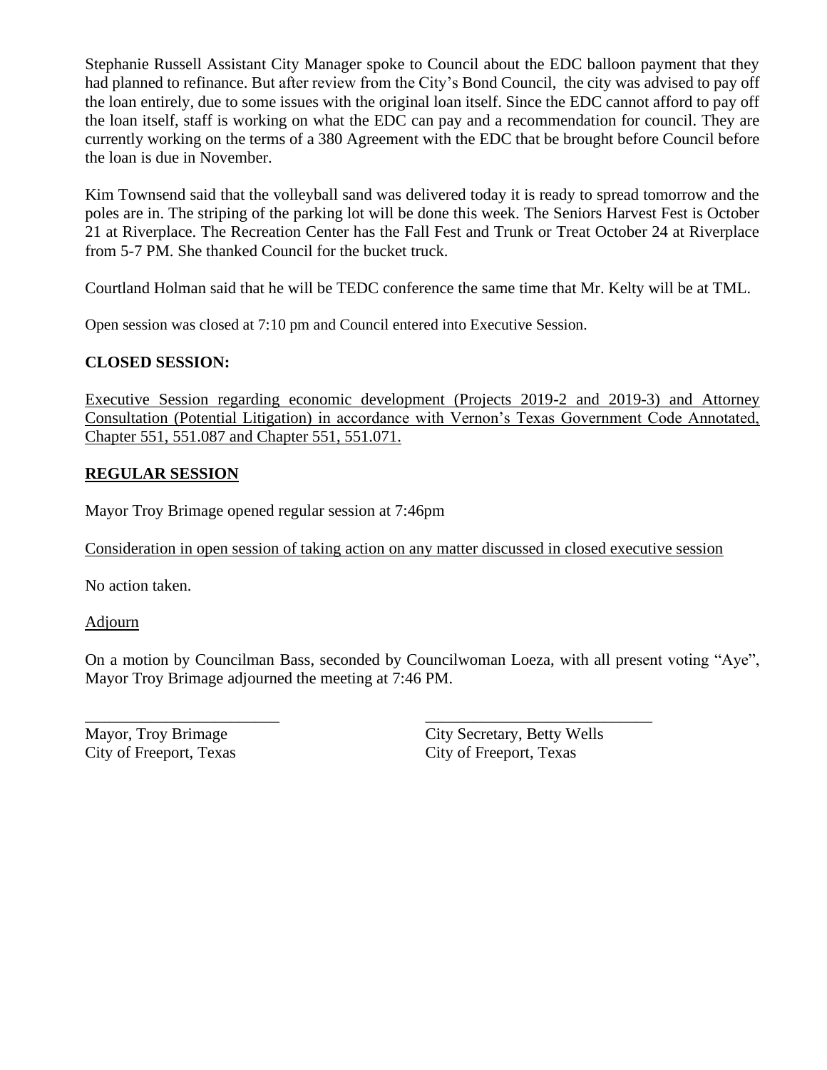Stephanie Russell Assistant City Manager spoke to Council about the EDC balloon payment that they had planned to refinance. But after review from the City's Bond Council, the city was advised to pay off the loan entirely, due to some issues with the original loan itself. Since the EDC cannot afford to pay off the loan itself, staff is working on what the EDC can pay and a recommendation for council. They are currently working on the terms of a 380 Agreement with the EDC that be brought before Council before the loan is due in November.

Kim Townsend said that the volleyball sand was delivered today it is ready to spread tomorrow and the poles are in. The striping of the parking lot will be done this week. The Seniors Harvest Fest is October 21 at Riverplace. The Recreation Center has the Fall Fest and Trunk or Treat October 24 at Riverplace from 5-7 PM. She thanked Council for the bucket truck.

Courtland Holman said that he will be TEDC conference the same time that Mr. Kelty will be at TML.

Open session was closed at 7:10 pm and Council entered into Executive Session.

**CLOSED SESSION:**

Executive Session regarding economic development (Projects 2019-2 and 2019-3) and Attorney Consultation (Potential Litigation) in accordance with Vernon's Texas Government Code Annotated, Chapter 551, 551.087 and Chapter 551, 551.071.

**REGULAR SESSION**

Mayor Troy Brimage opened regular session at 7:46pm

Consideration in open session of taking action on any matter discussed in closed executive session

No action taken.

Adjourn

On a motion by Councilman Bass, seconded by Councilwoman Loeza, with all present voting "Aye", Mayor Troy Brimage adjourned the meeting at 7:46 PM.

\_\_\_\_\_\_\_\_\_\_\_\_\_\_\_\_\_\_\_\_\_\_\_\_
Mayor, Troy Brimage
City of Freeport, Texas

\_\_\_\_\_\_\_\_\_\_\_\_\_\_\_\_\_\_\_\_\_\_\_\_
City Secretary, Betty Wells
City of Freeport, Texas